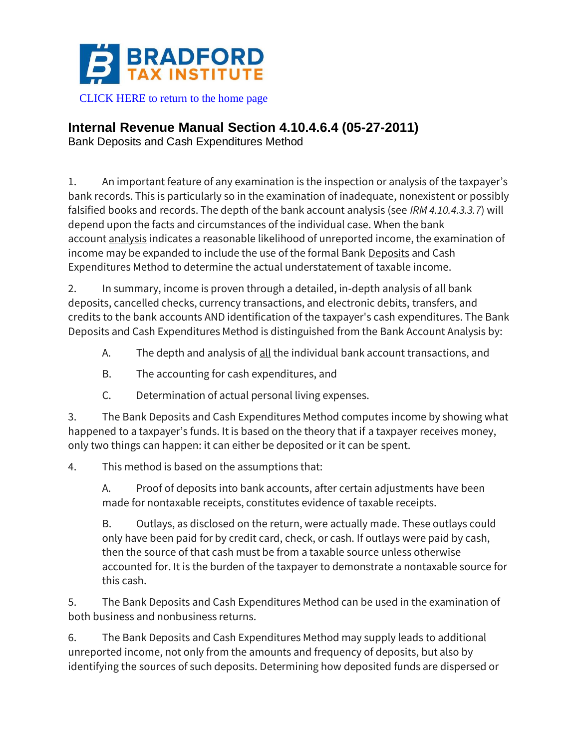BRADFORD TAX INSTITUTE

CLICK HERE to return to the home page

## Internal Revenue Manual Section 4.10.4.6.4 (05-27-2011)

Bank Deposits and Cash Expenditures Method

1. An important feature of any examination is the inspection or analysis of the taxpayer's bank records. This is particularly so in the examination of inadequate, nonexistent or possibly falsified books and records. The depth of the bank account analysis (see *IRM 4.10.4.3.3.7*) will depend upon the facts and circumstances of the individual case. When the bank account analysis indicates a reasonable likelihood of unreported income, the examination of income may be expanded to include the use of the formal Bank Deposits and Cash Expenditures Method to determine the actual understatement of taxable income.

2. In summary, income is proven through a detailed, in-depth analysis of all bank deposits, cancelled checks, currency transactions, and electronic debits, transfers, and credits to the bank accounts AND identification of the taxpayer's cash expenditures. The Bank Deposits and Cash Expenditures Method is distinguished from the Bank Account Analysis by:

   A. The depth and analysis of all the individual bank account transactions, and

   B. The accounting for cash expenditures, and

   C. Determination of actual personal living expenses.

3. The Bank Deposits and Cash Expenditures Method computes income by showing what happened to a taxpayer's funds. It is based on the theory that if a taxpayer receives money, only two things can happen: it can either be deposited or it can be spent.

4. This method is based on the assumptions that:

   A. Proof of deposits into bank accounts, after certain adjustments have been made for nontaxable receipts, constitutes evidence of taxable receipts.

   B. Outlays, as disclosed on the return, were actually made. These outlays could only have been paid for by credit card, check, or cash. If outlays were paid by cash, then the source of that cash must be from a taxable source unless otherwise accounted for. It is the burden of the taxpayer to demonstrate a nontaxable source for this cash.

5. The Bank Deposits and Cash Expenditures Method can be used in the examination of both business and nonbusiness returns.

6. The Bank Deposits and Cash Expenditures Method may supply leads to additional unreported income, not only from the amounts and frequency of deposits, but also by identifying the sources of such deposits. Determining how deposited funds are dispersed or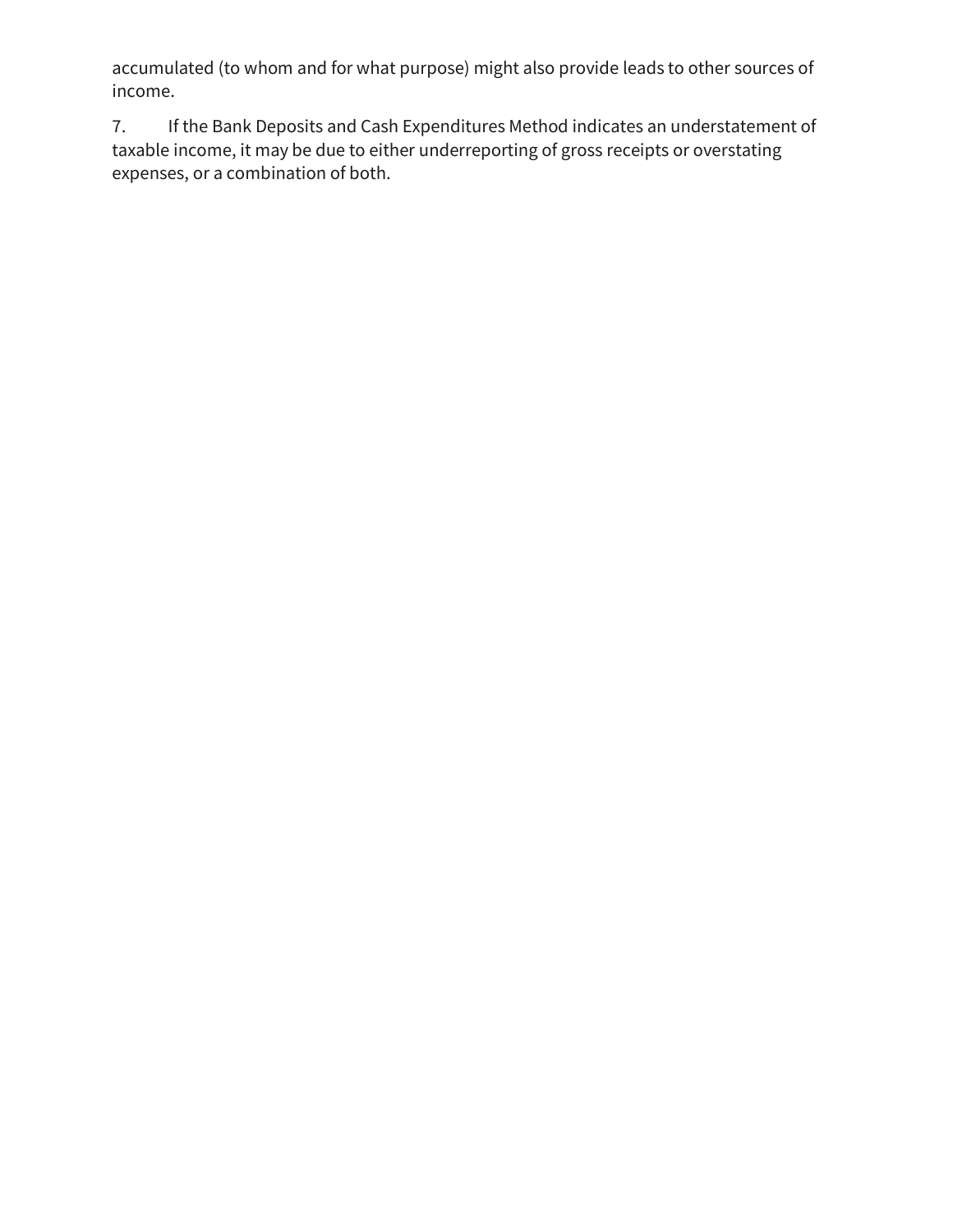accumulated (to whom and for what purpose) might also provide leads to other sources of income.

7. If the Bank Deposits and Cash Expenditures Method indicates an understatement of taxable income, it may be due to either underreporting of gross receipts or overstating expenses, or a combination of both.